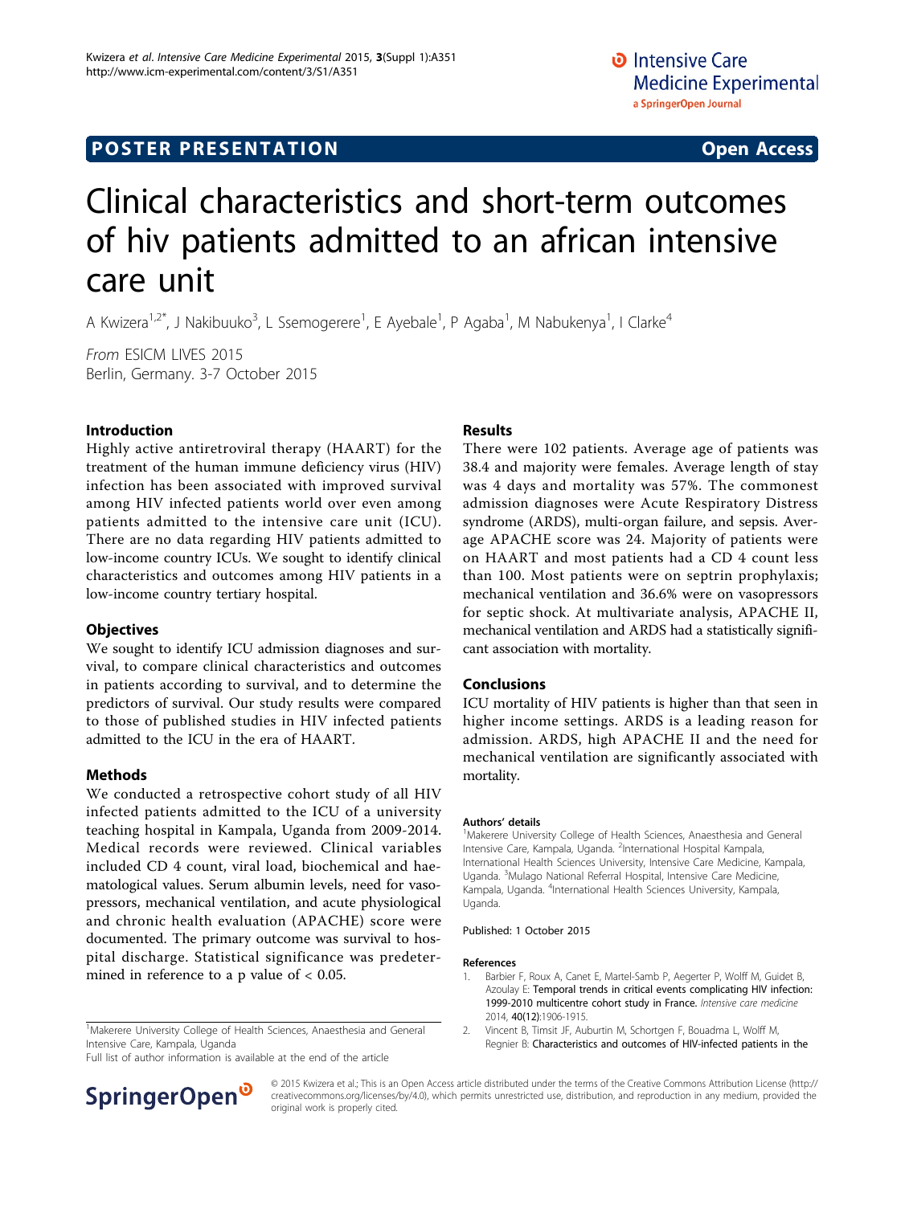POSTER PRESENTATION

Open Access

# Clinical characteristics and short-term outcomes of hiv patients admitted to an african intensive care unit

A Kwizera[1,2*], J Nakibuuko[3], L Ssemogerere[1], E Ayebale[1], P Agaba[1], M Nabukenya[1], I Clarke[4]

*From* ESICM LIVES 2015
Berlin, Germany. 3-7 October 2015

## Introduction

Highly active antiretroviral therapy (HAART) for the treatment of the human immune deficiency virus (HIV) infection has been associated with improved survival among HIV infected patients world over even among patients admitted to the intensive care unit (ICU). There are no data regarding HIV patients admitted to low-income country ICUs. We sought to identify clinical characteristics and outcomes among HIV patients in a low-income country tertiary hospital.

## Objectives

We sought to identify ICU admission diagnoses and survival, to compare clinical characteristics and outcomes in patients according to survival, and to determine the predictors of survival. Our study results were compared to those of published studies in HIV infected patients admitted to the ICU in the era of HAART.

## Methods

We conducted a retrospective cohort study of all HIV infected patients admitted to the ICU of a university teaching hospital in Kampala, Uganda from 2009-2014. Medical records were reviewed. Clinical variables included CD 4 count, viral load, biochemical and haematological values. Serum albumin levels, need for vasopressors, mechanical ventilation, and acute physiological and chronic health evaluation (APACHE) score were documented. The primary outcome was survival to hospital discharge. Statistical significance was predetermined in reference to a p value of $< 0.05$.

## Results

There were 102 patients. Average age of patients was 38.4 and majority were females. Average length of stay was 4 days and mortality was 57%. The commonest admission diagnoses were Acute Respiratory Distress syndrome (ARDS), multi-organ failure, and sepsis. Average APACHE score was 24. Majority of patients were on HAART and most patients had a CD 4 count less than 100. Most patients were on septrin prophylaxis; mechanical ventilation and 36.6% were on vasopressors for septic shock. At multivariate analysis, APACHE II, mechanical ventilation and ARDS had a statistically significant association with mortality.

## Conclusions

ICU mortality of HIV patients is higher than that seen in higher income settings. ARDS is a leading reason for admission. ARDS, high APACHE II and the need for mechanical ventilation are significantly associated with mortality.

### Authors' details

[1]Makerere University College of Health Sciences, Anaesthesia and General Intensive Care, Kampala, Uganda. [2]International Hospital Kampala, International Health Sciences University, Intensive Care Medicine, Kampala, Uganda. [3]Mulago National Referral Hospital, Intensive Care Medicine, Kampala, Uganda. [4]International Health Sciences University, Kampala, Uganda.

Published: 1 October 2015

### References

1. Barbier F, Roux A, Canet E, Martel-Samb P, Aegerter P, Wolff M, Guidet B, Azoulay E: **Temporal trends in critical events complicating HIV infection: 1999-2010 multicentre cohort study in France.** *Intensive care medicine* 2014, **40(12)**:1906-1915.
2. Vincent B, Timsit JF, Auburtin M, Schortgen F, Bouadma L, Wolff M, Regnier B: **Characteristics and outcomes of HIV-infected patients in the**

[1]Makerere University College of Health Sciences, Anaesthesia and General Intensive Care, Kampala, Uganda
Full list of author information is available at the end of the article

© 2015 Kwizera et al.; This is an Open Access article distributed under the terms of the Creative Commons Attribution License (http://creativecommons.org/licenses/by/4.0), which permits unrestricted use, distribution, and reproduction in any medium, provided the original work is properly cited.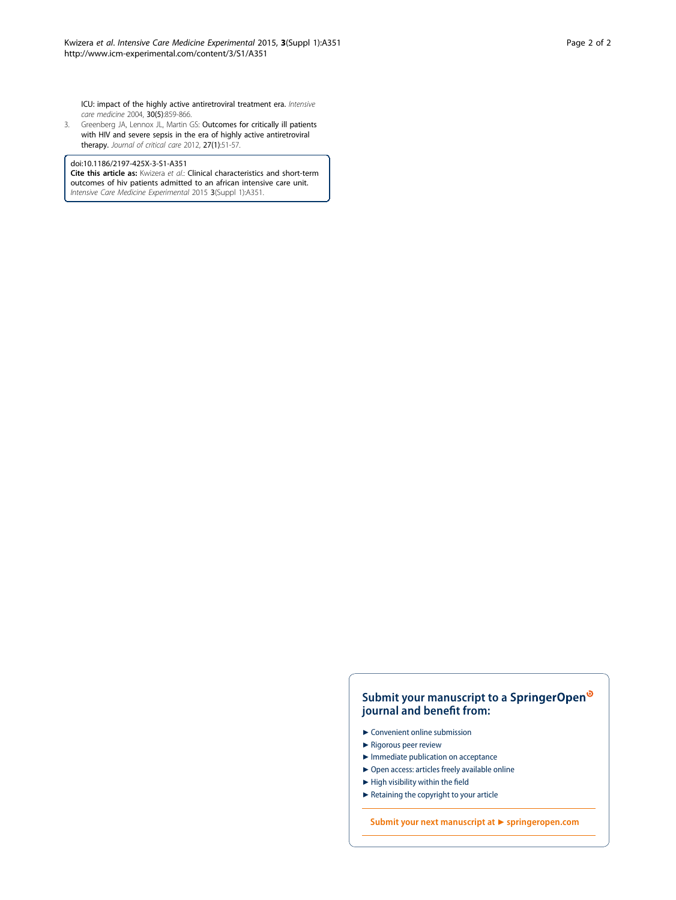ICU: impact of the highly active antiretroviral treatment era. *Intensive care medicine* 2004, **30(5)**:859-866.

3. Greenberg JA, Lennox JL, Martin GS: **Outcomes for critically ill patients with HIV and severe sepsis in the era of highly active antiretroviral therapy.** *Journal of critical care* 2012, **27(1)**:51-57.

doi:10.1186/2197-425X-3-S1-A351
**Cite this article as:** Kwizera *et al.*: Clinical characteristics and short-term outcomes of hiv patients admitted to an african intensive care unit. *Intensive Care Medicine Experimental* 2015 **3**(Suppl 1):A351.

**Submit your manuscript to a SpringerOpen journal and benefit from:**

- ► Convenient online submission
- ► Rigorous peer review
- ► Immediate publication on acceptance
- ► Open access: articles freely available online
- ► High visibility within the field
- ► Retaining the copyright to your article

**Submit your next manuscript at ► springeropen.com**